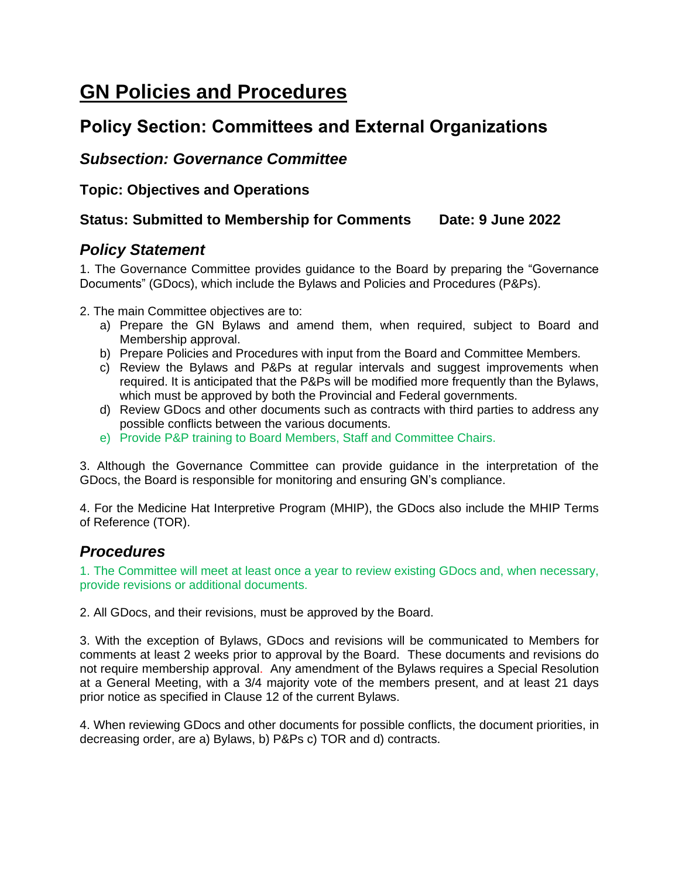# GN Policies and Procedures

## Policy Section: Committees and External Organizations

### *Subsection: Governance Committee*

#### Topic: Objectives and Operations

#### Status: Submitted to Membership for Comments Date: 9 June 2022

### *Policy Statement*

1. The Governance Committee provides guidance to the Board by preparing the "Governance Documents" (GDocs), which include the Bylaws and Policies and Procedures (P&Ps).

2. The main Committee objectives are to:
   a) Prepare the GN Bylaws and amend them, when required, subject to Board and Membership approval.
   b) Prepare Policies and Procedures with input from the Board and Committee Members.
   c) Review the Bylaws and P&Ps at regular intervals and suggest improvements when required. It is anticipated that the P&Ps will be modified more frequently than the Bylaws, which must be approved by both the Provincial and Federal governments.
   d) Review GDocs and other documents such as contracts with third parties to address any possible conflicts between the various documents.
   e) Provide P&P training to Board Members, Staff and Committee Chairs.

3. Although the Governance Committee can provide guidance in the interpretation of the GDocs, the Board is responsible for monitoring and ensuring GN's compliance.

4. For the Medicine Hat Interpretive Program (MHIP), the GDocs also include the MHIP Terms of Reference (TOR).

### *Procedures*

1. The Committee will meet at least once a year to review existing GDocs and, when necessary, provide revisions or additional documents.

2. All GDocs, and their revisions, must be approved by the Board.

3. With the exception of Bylaws, GDocs and revisions will be communicated to Members for comments at least 2 weeks prior to approval by the Board. These documents and revisions do not require membership approval. Any amendment of the Bylaws requires a Special Resolution at a General Meeting, with a 3/4 majority vote of the members present, and at least 21 days prior notice as specified in Clause 12 of the current Bylaws.

4. When reviewing GDocs and other documents for possible conflicts, the document priorities, in decreasing order, are a) Bylaws, b) P&Ps c) TOR and d) contracts.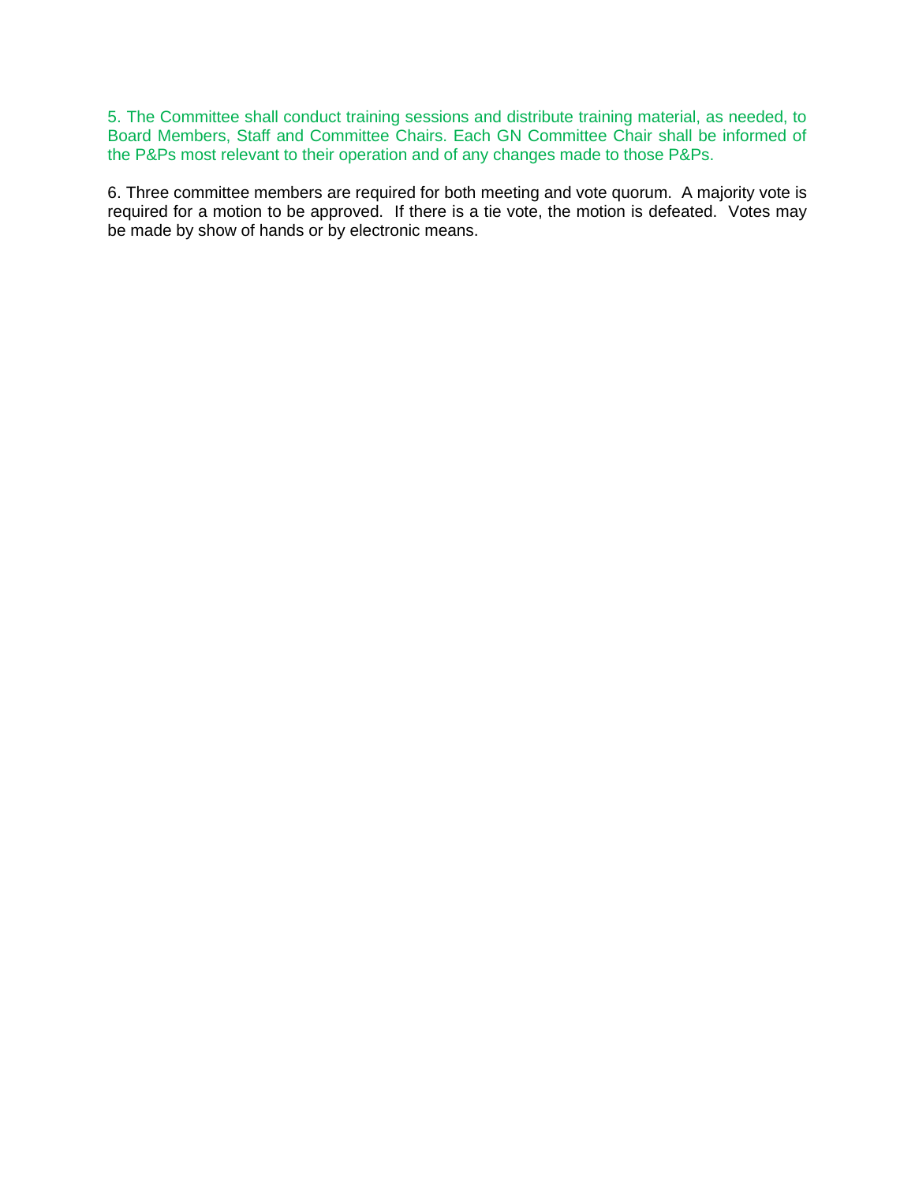5. The Committee shall conduct training sessions and distribute training material, as needed, to Board Members, Staff and Committee Chairs. Each GN Committee Chair shall be informed of the P&Ps most relevant to their operation and of any changes made to those P&Ps.

6. Three committee members are required for both meeting and vote quorum. A majority vote is required for a motion to be approved. If there is a tie vote, the motion is defeated. Votes may be made by show of hands or by electronic means.